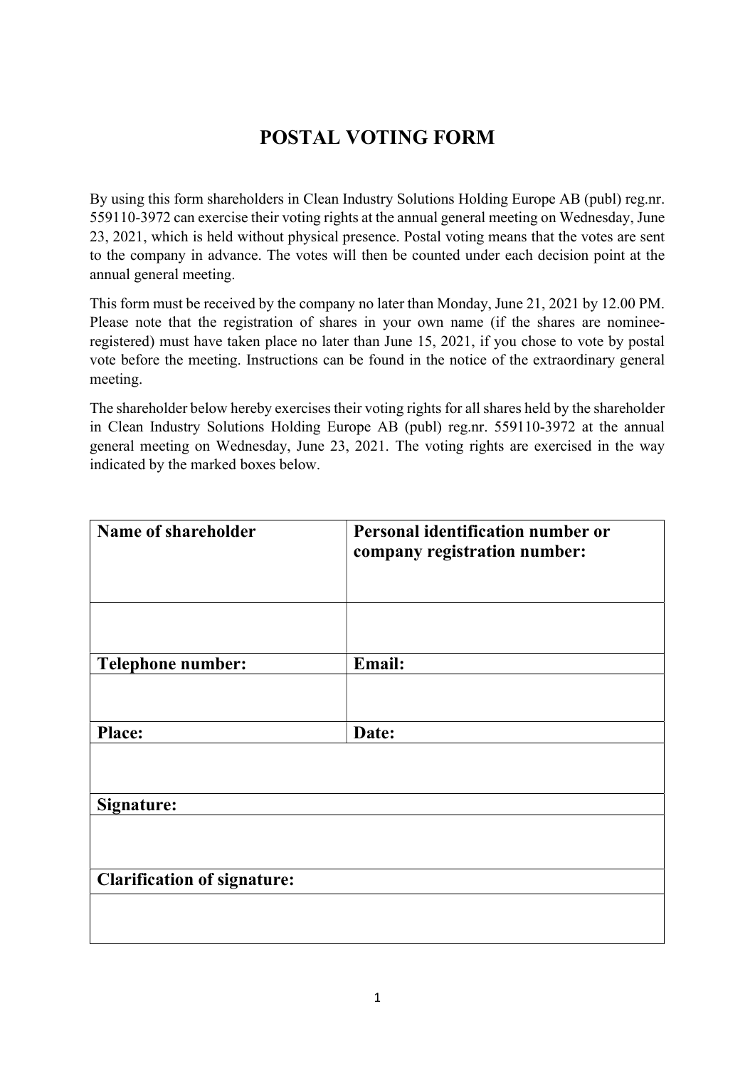# POSTAL VOTING FORM

By using this form shareholders in Clean Industry Solutions Holding Europe AB (publ) reg.nr. 559110-3972 can exercise their voting rights at the annual general meeting on Wednesday, June 23, 2021, which is held without physical presence. Postal voting means that the votes are sent to the company in advance. The votes will then be counted under each decision point at the annual general meeting.

This form must be received by the company no later than Monday, June 21, 2021 by 12.00 PM. Please note that the registration of shares in your own name (if the shares are nominee-registered) must have taken place no later than June 15, 2021, if you chose to vote by postal vote before the meeting. Instructions can be found in the notice of the extraordinary general meeting.

The shareholder below hereby exercises their voting rights for all shares held by the shareholder in Clean Industry Solutions Holding Europe AB (publ) reg.nr. 559110-3972 at the annual general meeting on Wednesday, June 23, 2021. The voting rights are exercised in the way indicated by the marked boxes below.

| **Name of shareholder** | **Personal identification number or company registration number:** |
|---|---|
| | |
| **Telephone number:** | **Email:** |
| | |
| **Place:** | **Date:** |
| | |
| **Signature:** | |
| | |
| **Clarification of signature:** | |
| | |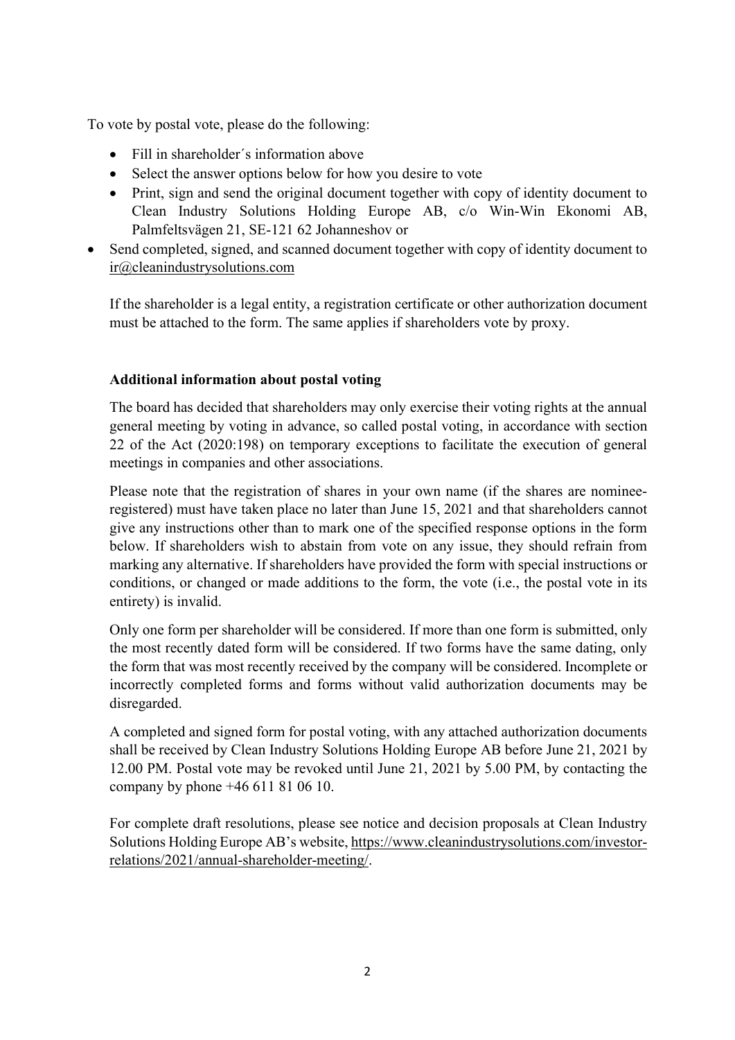To vote by postal vote, please do the following:

- Fill in shareholder´s information above
- Select the answer options below for how you desire to vote
- Print, sign and send the original document together with copy of identity document to Clean Industry Solutions Holding Europe AB, c/o Win-Win Ekonomi AB, Palmfeltsvägen 21, SE-121 62 Johanneshov or
- Send completed, signed, and scanned document together with copy of identity document to ir@cleanindustrysolutions.com

If the shareholder is a legal entity, a registration certificate or other authorization document must be attached to the form. The same applies if shareholders vote by proxy.

**Additional information about postal voting**

The board has decided that shareholders may only exercise their voting rights at the annual general meeting by voting in advance, so called postal voting, in accordance with section 22 of the Act (2020:198) on temporary exceptions to facilitate the execution of general meetings in companies and other associations.

Please note that the registration of shares in your own name (if the shares are nominee-registered) must have taken place no later than June 15, 2021 and that shareholders cannot give any instructions other than to mark one of the specified response options in the form below. If shareholders wish to abstain from vote on any issue, they should refrain from marking any alternative. If shareholders have provided the form with special instructions or conditions, or changed or made additions to the form, the vote (i.e., the postal vote in its entirety) is invalid.

Only one form per shareholder will be considered. If more than one form is submitted, only the most recently dated form will be considered. If two forms have the same dating, only the form that was most recently received by the company will be considered. Incomplete or incorrectly completed forms and forms without valid authorization documents may be disregarded.

A completed and signed form for postal voting, with any attached authorization documents shall be received by Clean Industry Solutions Holding Europe AB before June 21, 2021 by 12.00 PM. Postal vote may be revoked until June 21, 2021 by 5.00 PM, by contacting the company by phone +46 611 81 06 10.

For complete draft resolutions, please see notice and decision proposals at Clean Industry Solutions Holding Europe AB's website, https://www.cleanindustrysolutions.com/investor-relations/2021/annual-shareholder-meeting/.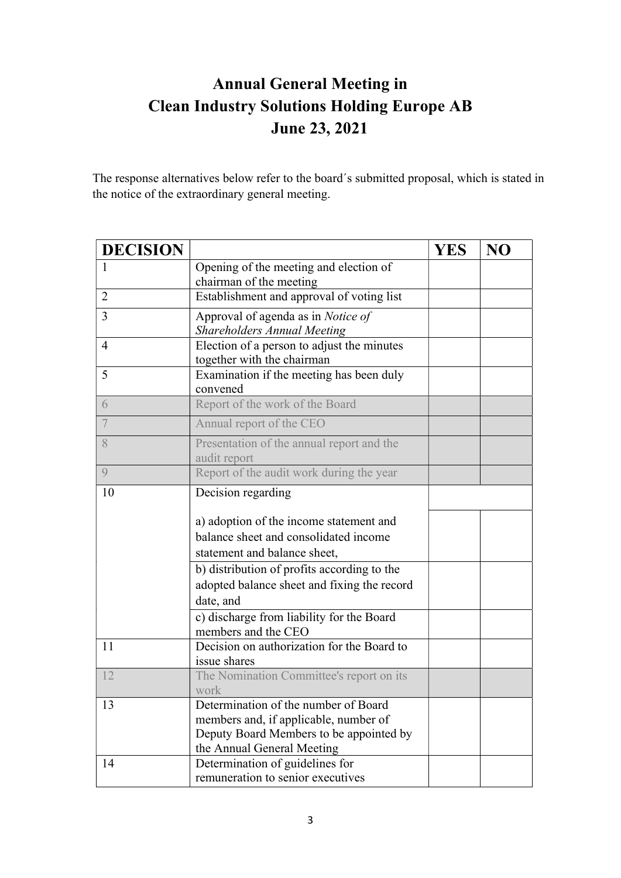# Annual General Meeting in Clean Industry Solutions Holding Europe AB June 23, 2021

The response alternatives below refer to the board´s submitted proposal, which is stated in the notice of the extraordinary general meeting.

| DECISION | | YES | NO |
|---|---|---|---|
| 1 | Opening of the meeting and election of chairman of the meeting | | |
| 2 | Establishment and approval of voting list | | |
| 3 | Approval of agenda as in *Notice of Shareholders Annual Meeting* | | |
| 4 | Election of a person to adjust the minutes together with the chairman | | |
| 5 | Examination if the meeting has been duly convened | | |
| 6 | Report of the work of the Board | | |
| 7 | Annual report of the CEO | | |
| 8 | Presentation of the annual report and the audit report | | |
| 9 | Report of the audit work during the year | | |
| 10 | Decision regarding | | |
| | a) adoption of the income statement and balance sheet and consolidated income statement and balance sheet, | | |
| | b) distribution of profits according to the adopted balance sheet and fixing the record date, and | | |
| | c) discharge from liability for the Board members and the CEO | | |
| 11 | Decision on authorization for the Board to issue shares | | |
| 12 | The Nomination Committee's report on its work | | |
| 13 | Determination of the number of Board members and, if applicable, number of Deputy Board Members to be appointed by the Annual General Meeting | | |
| 14 | Determination of guidelines for remuneration to senior executives | | |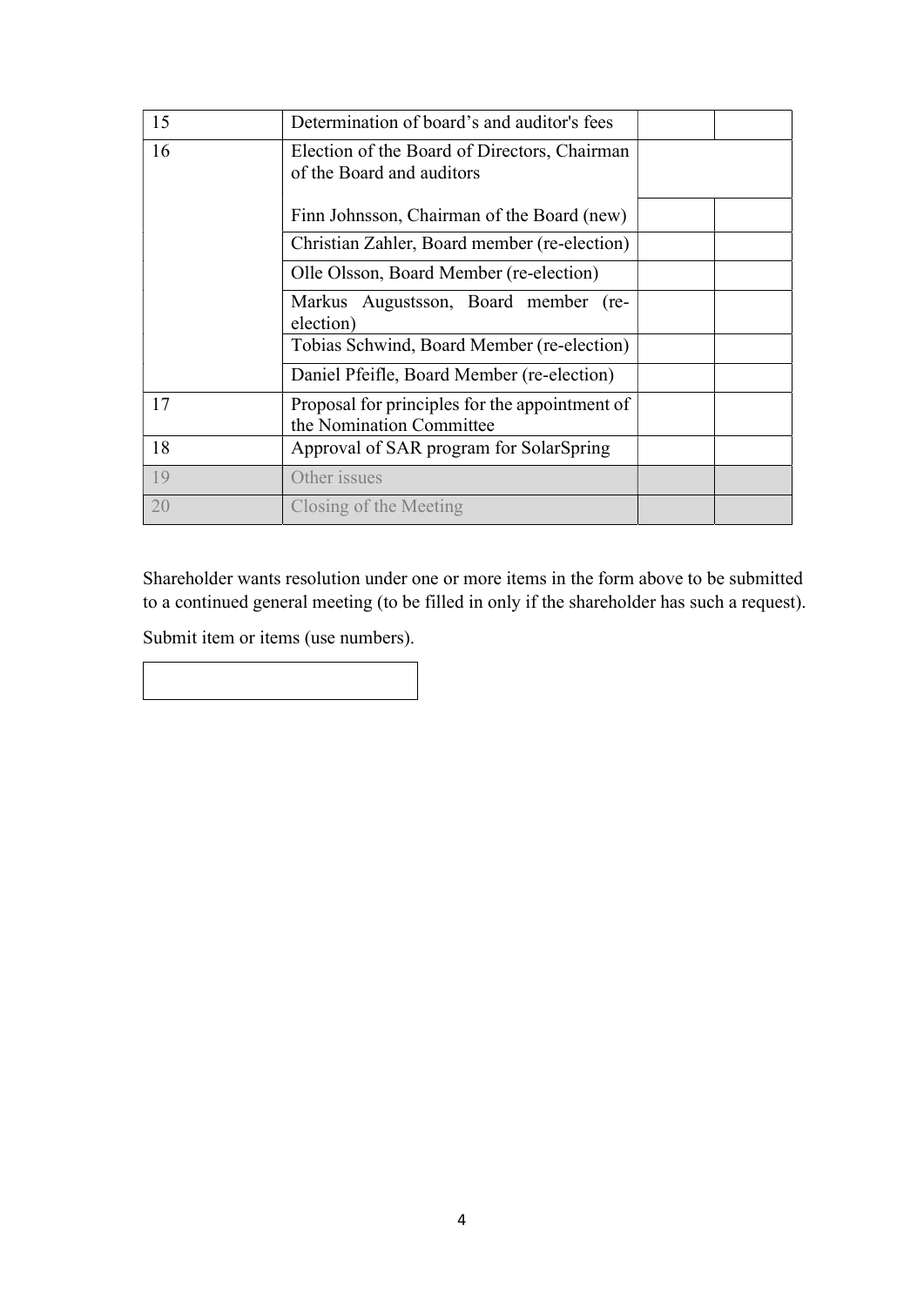| | | | |
|---|---|---|---|
| 15 | Determination of board's and auditor's fees | | |
| 16 | Election of the Board of Directors, Chairman of the Board and auditors | | |
| | Finn Johnsson, Chairman of the Board (new) | | |
| | Christian Zahler, Board member (re-election) | | |
| | Olle Olsson, Board Member (re-election) | | |
| | Markus Augustsson, Board member (re-election) | | |
| | Tobias Schwind, Board Member (re-election) | | |
| | Daniel Pfeifle, Board Member (re-election) | | |
| 17 | Proposal for principles for the appointment of the Nomination Committee | | |
| 18 | Approval of SAR program for SolarSpring | | |
| 19 | Other issues | | |
| 20 | Closing of the Meeting | | |

Shareholder wants resolution under one or more items in the form above to be submitted to a continued general meeting (to be filled in only if the shareholder has such a request).

Submit item or items (use numbers).

| |
|---|
| |